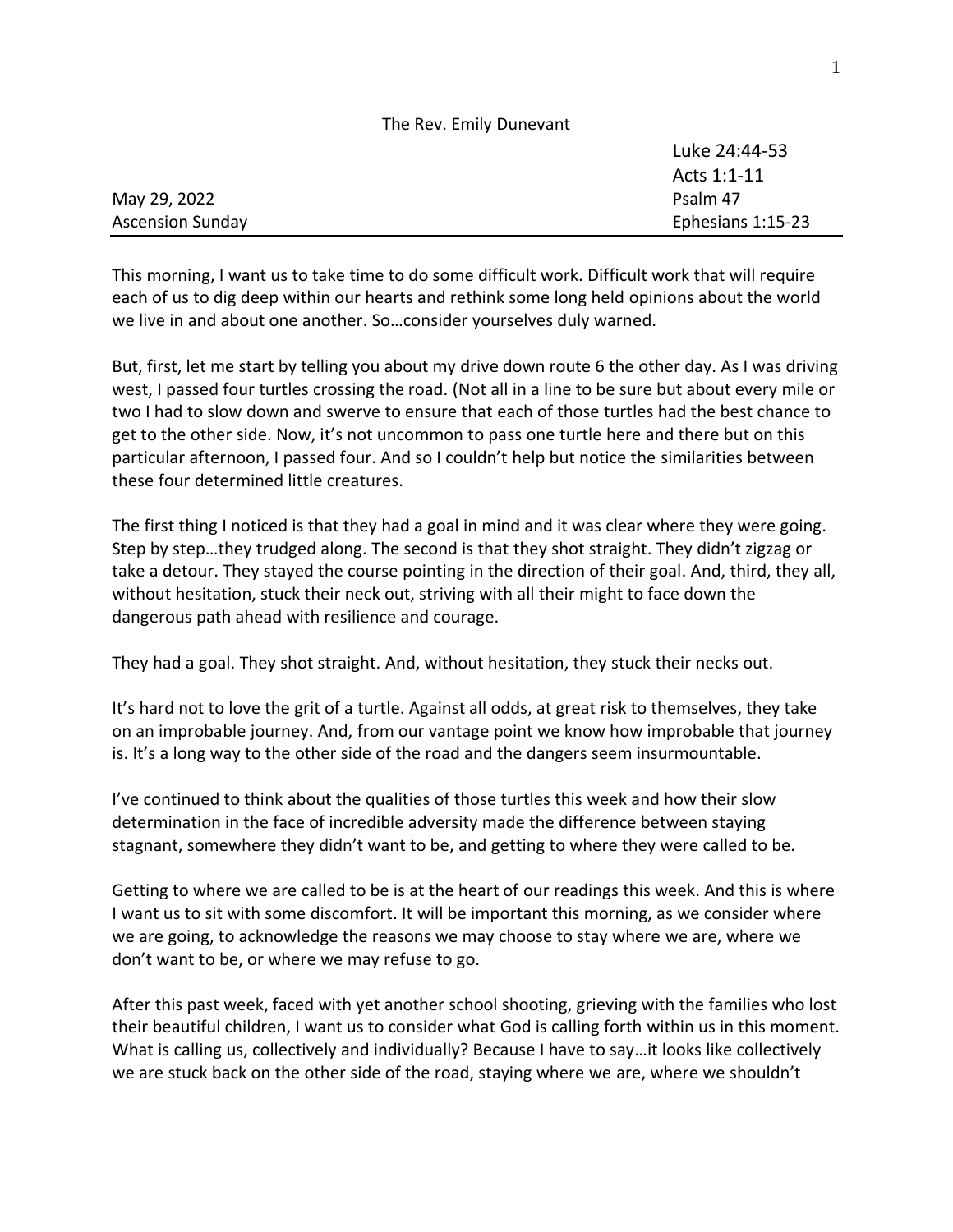The Rev. Emily Dunevant

| | |
|---|---|
| | Luke 24:44-53 |
| | Acts 1:1-11 |
| May 29, 2022 | Psalm 47 |
| Ascension Sunday | Ephesians 1:15-23 |

This morning, I want us to take time to do some difficult work. Difficult work that will require each of us to dig deep within our hearts and rethink some long held opinions about the world we live in and about one another. So…consider yourselves duly warned.

But, first, let me start by telling you about my drive down route 6 the other day. As I was driving west, I passed four turtles crossing the road. (Not all in a line to be sure but about every mile or two I had to slow down and swerve to ensure that each of those turtles had the best chance to get to the other side. Now, it's not uncommon to pass one turtle here and there but on this particular afternoon, I passed four. And so I couldn't help but notice the similarities between these four determined little creatures.

The first thing I noticed is that they had a goal in mind and it was clear where they were going. Step by step…they trudged along. The second is that they shot straight. They didn't zigzag or take a detour. They stayed the course pointing in the direction of their goal. And, third, they all, without hesitation, stuck their neck out, striving with all their might to face down the dangerous path ahead with resilience and courage.

They had a goal. They shot straight. And, without hesitation, they stuck their necks out.

It's hard not to love the grit of a turtle. Against all odds, at great risk to themselves, they take on an improbable journey. And, from our vantage point we know how improbable that journey is. It's a long way to the other side of the road and the dangers seem insurmountable.

I've continued to think about the qualities of those turtles this week and how their slow determination in the face of incredible adversity made the difference between staying stagnant, somewhere they didn't want to be, and getting to where they were called to be.

Getting to where we are called to be is at the heart of our readings this week. And this is where I want us to sit with some discomfort. It will be important this morning, as we consider where we are going, to acknowledge the reasons we may choose to stay where we are, where we don't want to be, or where we may refuse to go.

After this past week, faced with yet another school shooting, grieving with the families who lost their beautiful children, I want us to consider what God is calling forth within us in this moment. What is calling us, collectively and individually? Because I have to say…it looks like collectively we are stuck back on the other side of the road, staying where we are, where we shouldn't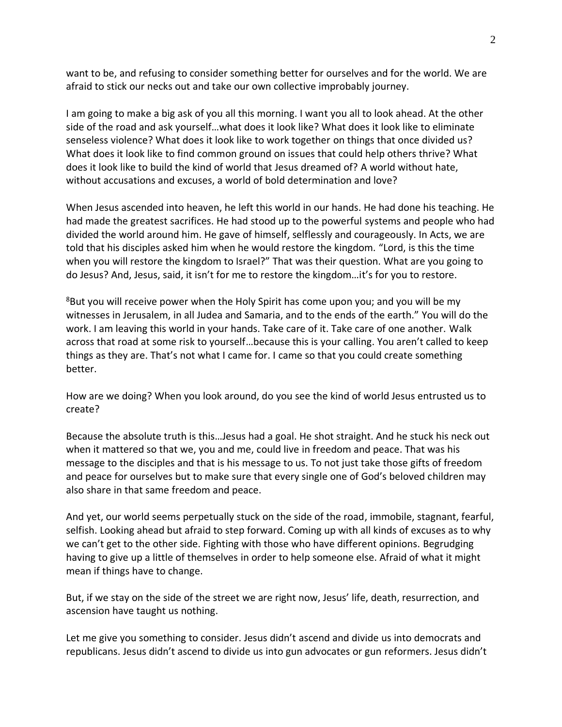want to be, and refusing to consider something better for ourselves and for the world. We are afraid to stick our necks out and take our own collective improbably journey.

I am going to make a big ask of you all this morning. I want you all to look ahead. At the other side of the road and ask yourself…what does it look like? What does it look like to eliminate senseless violence? What does it look like to work together on things that once divided us? What does it look like to find common ground on issues that could help others thrive? What does it look like to build the kind of world that Jesus dreamed of? A world without hate, without accusations and excuses, a world of bold determination and love?

When Jesus ascended into heaven, he left this world in our hands. He had done his teaching. He had made the greatest sacrifices. He had stood up to the powerful systems and people who had divided the world around him. He gave of himself, selflessly and courageously. In Acts, we are told that his disciples asked him when he would restore the kingdom. "Lord, is this the time when you will restore the kingdom to Israel?" That was their question. What are you going to do Jesus? And, Jesus, said, it isn't for me to restore the kingdom…it's for you to restore.

[8]But you will receive power when the Holy Spirit has come upon you; and you will be my witnesses in Jerusalem, in all Judea and Samaria, and to the ends of the earth." You will do the work. I am leaving this world in your hands. Take care of it. Take care of one another. Walk across that road at some risk to yourself…because this is your calling. You aren't called to keep things as they are. That's not what I came for. I came so that you could create something better.

How are we doing? When you look around, do you see the kind of world Jesus entrusted us to create?

Because the absolute truth is this…Jesus had a goal. He shot straight. And he stuck his neck out when it mattered so that we, you and me, could live in freedom and peace. That was his message to the disciples and that is his message to us. To not just take those gifts of freedom and peace for ourselves but to make sure that every single one of God's beloved children may also share in that same freedom and peace.

And yet, our world seems perpetually stuck on the side of the road, immobile, stagnant, fearful, selfish. Looking ahead but afraid to step forward. Coming up with all kinds of excuses as to why we can't get to the other side. Fighting with those who have different opinions. Begrudging having to give up a little of themselves in order to help someone else. Afraid of what it might mean if things have to change.

But, if we stay on the side of the street we are right now, Jesus' life, death, resurrection, and ascension have taught us nothing.

Let me give you something to consider. Jesus didn't ascend and divide us into democrats and republicans. Jesus didn't ascend to divide us into gun advocates or gun reformers. Jesus didn't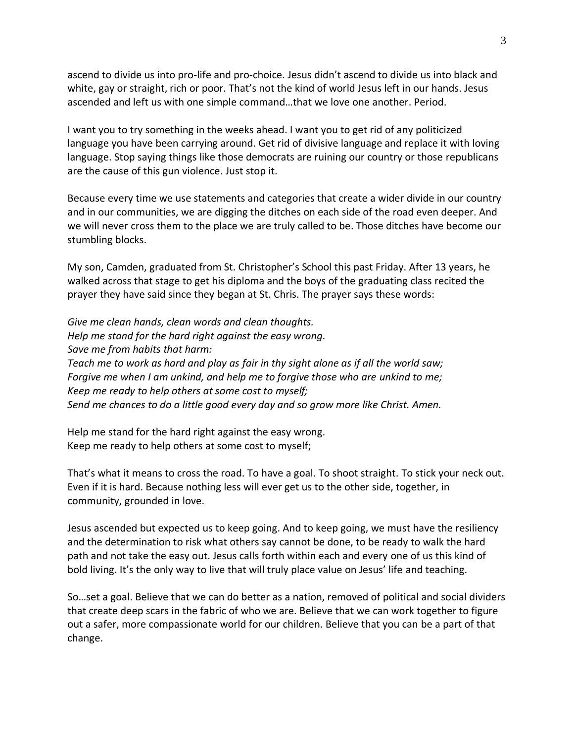ascend to divide us into pro-life and pro-choice. Jesus didn't ascend to divide us into black and white, gay or straight, rich or poor. That's not the kind of world Jesus left in our hands. Jesus ascended and left us with one simple command…that we love one another. Period.

I want you to try something in the weeks ahead. I want you to get rid of any politicized language you have been carrying around. Get rid of divisive language and replace it with loving language. Stop saying things like those democrats are ruining our country or those republicans are the cause of this gun violence. Just stop it.

Because every time we use statements and categories that create a wider divide in our country and in our communities, we are digging the ditches on each side of the road even deeper. And we will never cross them to the place we are truly called to be. Those ditches have become our stumbling blocks.

My son, Camden, graduated from St. Christopher's School this past Friday. After 13 years, he walked across that stage to get his diploma and the boys of the graduating class recited the prayer they have said since they began at St. Chris. The prayer says these words:

*Give me clean hands, clean words and clean thoughts.*
*Help me stand for the hard right against the easy wrong.*
*Save me from habits that harm:*
*Teach me to work as hard and play as fair in thy sight alone as if all the world saw;*
*Forgive me when I am unkind, and help me to forgive those who are unkind to me;*
*Keep me ready to help others at some cost to myself;*
*Send me chances to do a little good every day and so grow more like Christ. Amen.*

Help me stand for the hard right against the easy wrong.
Keep me ready to help others at some cost to myself;

That's what it means to cross the road. To have a goal. To shoot straight. To stick your neck out. Even if it is hard. Because nothing less will ever get us to the other side, together, in community, grounded in love.

Jesus ascended but expected us to keep going. And to keep going, we must have the resiliency and the determination to risk what others say cannot be done, to be ready to walk the hard path and not take the easy out. Jesus calls forth within each and every one of us this kind of bold living. It's the only way to live that will truly place value on Jesus' life and teaching.

So…set a goal. Believe that we can do better as a nation, removed of political and social dividers that create deep scars in the fabric of who we are. Believe that we can work together to figure out a safer, more compassionate world for our children. Believe that you can be a part of that change.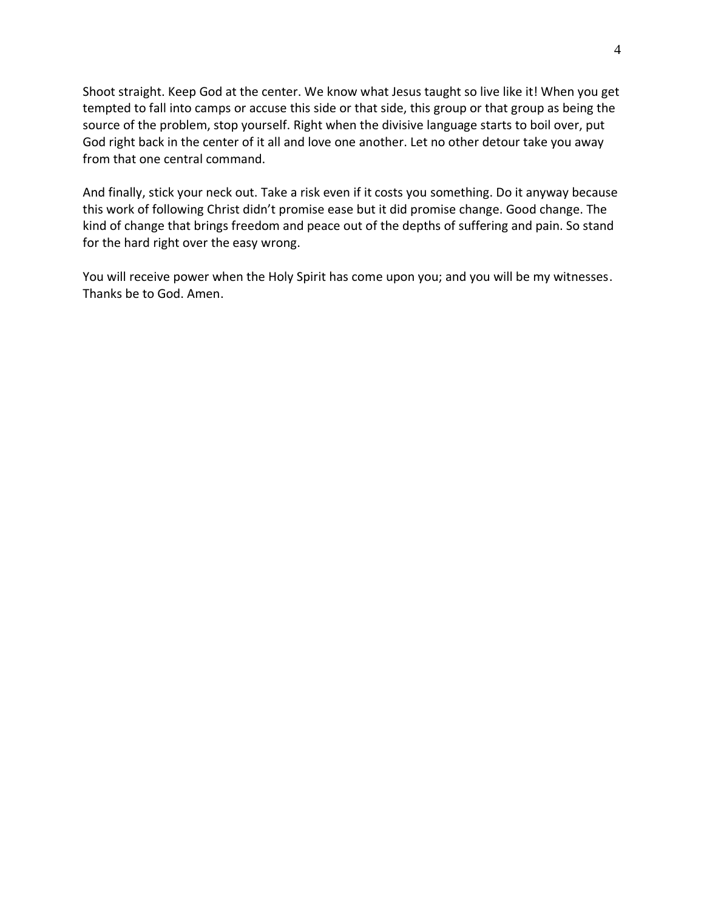Shoot straight. Keep God at the center. We know what Jesus taught so live like it! When you get tempted to fall into camps or accuse this side or that side, this group or that group as being the source of the problem, stop yourself. Right when the divisive language starts to boil over, put God right back in the center of it all and love one another. Let no other detour take you away from that one central command.

And finally, stick your neck out. Take a risk even if it costs you something. Do it anyway because this work of following Christ didn't promise ease but it did promise change. Good change. The kind of change that brings freedom and peace out of the depths of suffering and pain. So stand for the hard right over the easy wrong.

You will receive power when the Holy Spirit has come upon you; and you will be my witnesses. Thanks be to God. Amen.